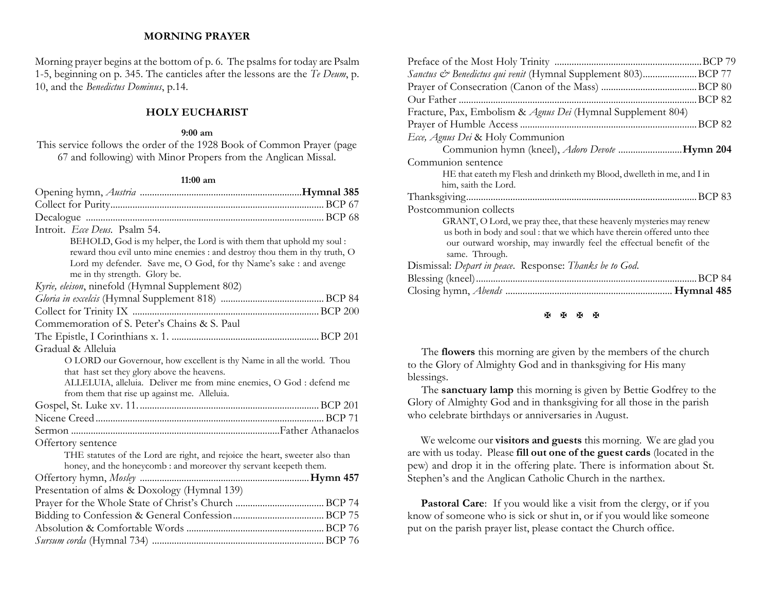## MORNING PRAYER

Morning prayer begins at the bottom of p. 6. The psalms for today are Psalm 1-5, beginning on p. 345. The canticles after the lessons are the *Te Deum*, p. 10, and the *Benedictus Dominus*, p.14.

## HOLY EUCHARIST

**9:00 am**

This service follows the order of the 1928 Book of Common Prayer (page 67 and following) with Minor Propers from the Anglican Missal.

**11:00 am**

Opening hymn, *Austria* .................................................................. **Hymnal 385**
Collect for Purity ...................................................................................... BCP 67
Decalogue ................................................................................................ BCP 68
Introit. *Ecce Deus.* Psalm 54.

> BEHOLD, God is my helper, the Lord is with them that uphold my soul : reward thou evil unto mine enemies : and destroy thou them in thy truth, O Lord my defender. Save me, O God, for thy Name's sake : and avenge me in thy strength. Glory be.

*Kyrie, eleison*, ninefold (Hymnal Supplement 802)
*Gloria in excelcis* (Hymnal Supplement 818) .......................................... BCP 84
Collect for Trinity IX ................................................................................ BCP 200
Commemoration of S. Peter's Chains & S. Paul
The Epistle, I Corinthians x. 1. ................................................................ BCP 201
Gradual & Alleluia

> O LORD our Governour, how excellent is thy Name in all the world. Thou that hast set they glory above the heavens.
> ALLELUIA, alleluia. Deliver me from mine enemies, O God : defend me from them that rise up against me. Alleluia.

Gospel, St. Luke xv. 11. ........................................................................... BCP 201
Nicene Creed ............................................................................................. BCP 71
Sermon .................................................................................... Father Athanaelos
Offertory sentence

> THE statutes of the Lord are right, and rejoice the heart, sweeter also than honey, and the honeycomb : and moreover thy servant keepeth them.

Offertory hymn, *Mosley* ......................................................................... **Hymn 457**
Presentation of alms & Doxology (Hymnal 139)
Prayer for the Whole State of Christ's Church ........................................ BCP 74
Bidding to Confession & General Confession ........................................... BCP 75
Absolution & Comfortable Words ............................................................ BCP 76
*Sursum corda* (Hymnal 734) ................................................................... BCP 76
Preface of the Most Holy Trinity ............................................................. BCP 79
*Sanctus & Benedictus qui venit* (Hymnal Supplement 803) ....................... BCP 77
Prayer of Consecration (Canon of the Mass) ............................................ BCP 80
Our Father ................................................................................................ BCP 82
Fracture, Pax, Embolism & *Agnus Dei* (Hymnal Supplement 804)
Prayer of Humble Access .......................................................................... BCP 82
*Ecce, Agnus Dei* & Holy Communion

> Communion hymn (kneel), *Adoro Devote* ........................... **Hymn 204**

Communion sentence

> HE that eateth my Flesh and drinketh my Blood, dwelleth in me, and I in him, saith the Lord.

Thanksgiving ............................................................................................. BCP 83
Postcommunion collects

> GRANT, O Lord, we pray thee, that these heavenly mysteries may renew us both in body and soul : that we which have therein offered unto thee our outward worship, may inwardly feel the effectual benefit of the same. Through.

Dismissal: *Depart in peace*. Response: *Thanks be to God*.
Blessing (kneel) ......................................................................................... BCP 84
Closing hymn, *Abends* .......................................................................... **Hymnal 485**

✠ ✠ ✠ ✠

The **flowers** this morning are given by the members of the church to the Glory of Almighty God and in thanksgiving for His many blessings.

The **sanctuary lamp** this morning is given by Bettie Godfrey to the Glory of Almighty God and in thanksgiving for all those in the parish who celebrate birthdays or anniversaries in August.

We welcome our **visitors and guests** this morning. We are glad you are with us today. Please **fill out one of the guest cards** (located in the pew) and drop it in the offering plate. There is information about St. Stephen's and the Anglican Catholic Church in the narthex.

**Pastoral Care**: If you would like a visit from the clergy, or if you know of someone who is sick or shut in, or if you would like someone put on the parish prayer list, please contact the Church office.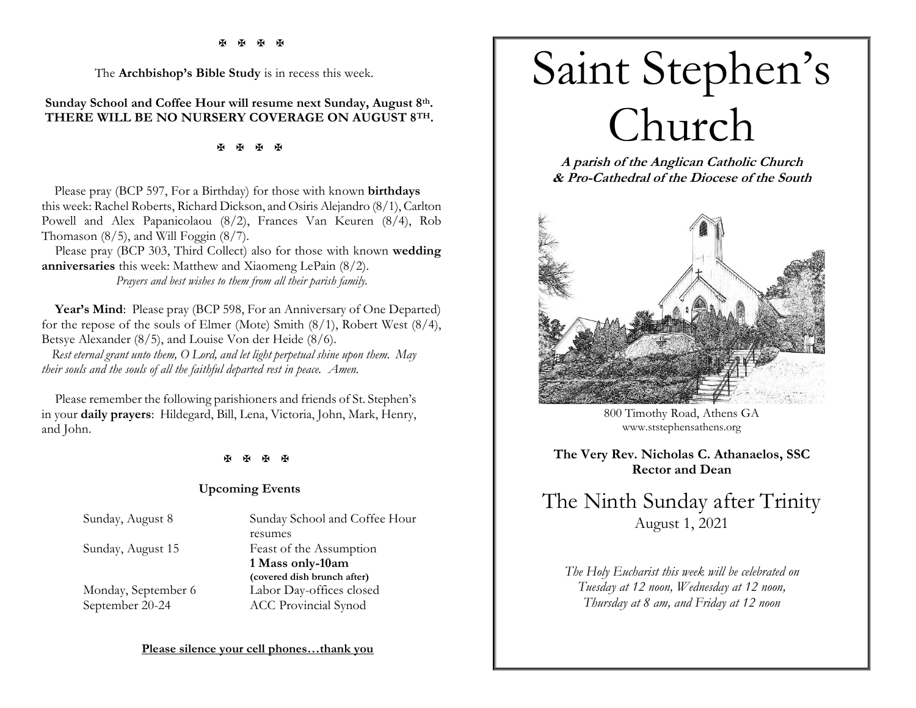✠ ✠ ✠ ✠

The **Archbishop's Bible Study** is in recess this week.

**Sunday School and Coffee Hour will resume next Sunday, August 8th.**
**THERE WILL BE NO NURSERY COVERAGE ON AUGUST 8TH.**

✠ ✠ ✠ ✠

Please pray (BCP 597, For a Birthday) for those with known **birthdays** this week: Rachel Roberts, Richard Dickson, and Osiris Alejandro (8/1), Carlton Powell and Alex Papanicolaou (8/2), Frances Van Keuren (8/4), Rob Thomason (8/5), and Will Foggin (8/7).

Please pray (BCP 303, Third Collect) also for those with known **wedding anniversaries** this week: Matthew and Xiaomeng LePain (8/2).

*Prayers and best wishes to them from all their parish family.*

**Year's Mind**: Please pray (BCP 598, For an Anniversary of One Departed) for the repose of the souls of Elmer (Mote) Smith (8/1), Robert West (8/4), Betsye Alexander (8/5), and Louise Von der Heide (8/6).

*Rest eternal grant unto them, O Lord, and let light perpetual shine upon them. May their souls and the souls of all the faithful departed rest in peace. Amen.*

Please remember the following parishioners and friends of St. Stephen's in your **daily prayers**: Hildegard, Bill, Lena, Victoria, John, Mark, Henry, and John.

✠ ✠ ✠ ✠

**Upcoming Events**

| | |
|---|---|
| Sunday, August 8 | Sunday School and Coffee Hour resumes |
| Sunday, August 15 | Feast of the Assumption **1 Mass only-10am** **(covered dish brunch after)** |
| Monday, September 6 | Labor Day-offices closed |
| September 20-24 | ACC Provincial Synod |

**Please silence your cell phones…thank you**

# Saint Stephen's Church

***A parish of the Anglican Catholic Church & Pro-Cathedral of the Diocese of the South***

800 Timothy Road, Athens GA
www.ststephensathens.org

**The Very Rev. Nicholas C. Athanaelos, SSC**
**Rector and Dean**

## The Ninth Sunday after Trinity

August 1, 2021

*The Holy Eucharist this week will be celebrated on Tuesday at 12 noon, Wednesday at 12 noon, Thursday at 8 am, and Friday at 12 noon*